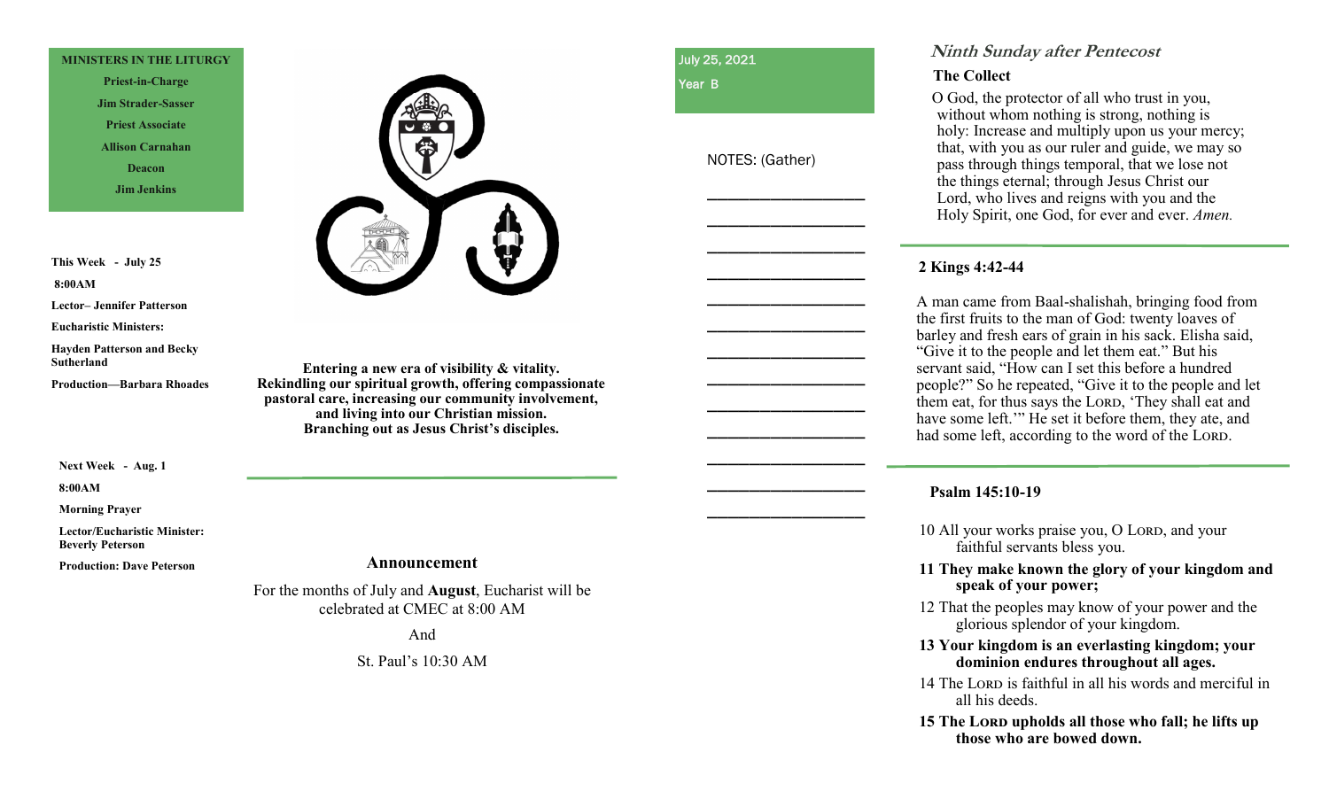**MINISTERS IN THE LITURGY**

**Priest-in-Charge**
**Jim Strader-Sasser**
**Priest Associate**
**Allison Carnahan**
**Deacon**
**Jim Jenkins**

**This Week - July 25**

**8:00AM**

**Lector– Jennifer Patterson**

**Eucharistic Ministers:**

**Hayden Patterson and Becky Sutherland**

**Production—Barbara Rhoades**

**Next Week - Aug. 1**

**8:00AM**

**Morning Prayer**

**Lector/Eucharistic Minister: Beverly Peterson**

**Production: Dave Peterson**

**Entering a new era of visibility & vitality.**
**Rekindling our spiritual growth, offering compassionate pastoral care, increasing our community involvement, and living into our Christian mission.**
**Branching out as Jesus Christ's disciples.**

## Announcement

For the months of July and **August**, Eucharist will be celebrated at CMEC at 8:00 AM

And

St. Paul's 10:30 AM

July 25, 2021

Year B

NOTES: (Gather)

_____________________

_____________________

_____________________

_____________________

_____________________

_____________________

_____________________

_____________________

_____________________

_____________________

_____________________

_____________________

_____________________

## *Ninth Sunday after Pentecost*

### The Collect

O God, the protector of all who trust in you, without whom nothing is strong, nothing is holy: Increase and multiply upon us your mercy; that, with you as our ruler and guide, we may so pass through things temporal, that we lose not the things eternal; through Jesus Christ our Lord, who lives and reigns with you and the Holy Spirit, one God, for ever and ever. *Amen.*

### 2 Kings 4:42-44

A man came from Baal-shalishah, bringing food from the first fruits to the man of God: twenty loaves of barley and fresh ears of grain in his sack. Elisha said, "Give it to the people and let them eat." But his servant said, "How can I set this before a hundred people?" So he repeated, "Give it to the people and let them eat, for thus says the LORD, 'They shall eat and have some left.'" He set it before them, they ate, and had some left, according to the word of the LORD.

### Psalm 145:10-19

10 All your works praise you, O LORD, and your faithful servants bless you.

**11 They make known the glory of your kingdom and speak of your power;**

12 That the peoples may know of your power and the glorious splendor of your kingdom.

**13 Your kingdom is an everlasting kingdom; your dominion endures throughout all ages.**

14 The LORD is faithful in all his words and merciful in all his deeds.

**15 The LORD upholds all those who fall; he lifts up those who are bowed down.**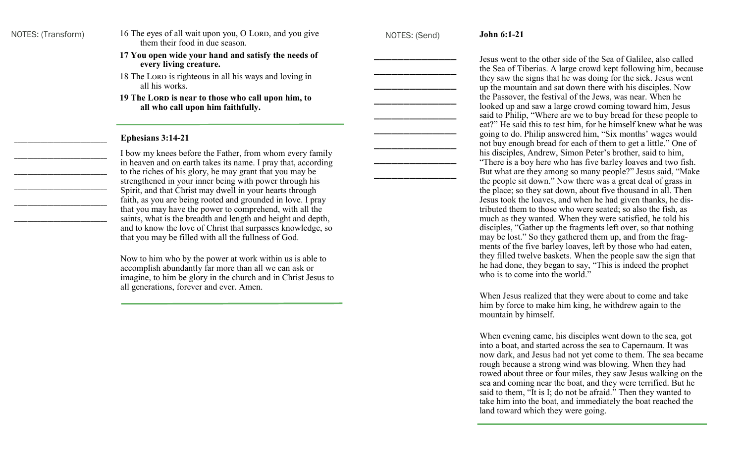NOTES: (Transform)

16 The eyes of all wait upon you, O Lord, and you give them their food in due season.

**17 You open wide your hand and satisfy the needs of every living creature.**

18 The Lord is righteous in all his ways and loving in all his works.

**19 The Lord is near to those who call upon him, to all who call upon him faithfully.**

**Ephesians 3:14-21**

I bow my knees before the Father, from whom every family in heaven and on earth takes its name. I pray that, according to the riches of his glory, he may grant that you may be strengthened in your inner being with power through his Spirit, and that Christ may dwell in your hearts through faith, as you are being rooted and grounded in love. I pray that you may have the power to comprehend, with all the saints, what is the breadth and length and height and depth, and to know the love of Christ that surpasses knowledge, so that you may be filled with all the fullness of God.

Now to him who by the power at work within us is able to accomplish abundantly far more than all we can ask or imagine, to him be glory in the church and in Christ Jesus to all generations, forever and ever. Amen.

NOTES: (Send)

**John 6:1-21**

Jesus went to the other side of the Sea of Galilee, also called the Sea of Tiberias. A large crowd kept following him, because they saw the signs that he was doing for the sick. Jesus went up the mountain and sat down there with his disciples. Now the Passover, the festival of the Jews, was near. When he looked up and saw a large crowd coming toward him, Jesus said to Philip, "Where are we to buy bread for these people to eat?" He said this to test him, for he himself knew what he was going to do. Philip answered him, "Six months' wages would not buy enough bread for each of them to get a little." One of his disciples, Andrew, Simon Peter's brother, said to him, "There is a boy here who has five barley loaves and two fish. But what are they among so many people?" Jesus said, "Make the people sit down." Now there was a great deal of grass in the place; so they sat down, about five thousand in all. Then Jesus took the loaves, and when he had given thanks, he distributed them to those who were seated; so also the fish, as much as they wanted. When they were satisfied, he told his disciples, "Gather up the fragments left over, so that nothing may be lost." So they gathered them up, and from the fragments of the five barley loaves, left by those who had eaten, they filled twelve baskets. When the people saw the sign that he had done, they began to say, "This is indeed the prophet who is to come into the world."

When Jesus realized that they were about to come and take him by force to make him king, he withdrew again to the mountain by himself.

When evening came, his disciples went down to the sea, got into a boat, and started across the sea to Capernaum. It was now dark, and Jesus had not yet come to them. The sea became rough because a strong wind was blowing. When they had rowed about three or four miles, they saw Jesus walking on the sea and coming near the boat, and they were terrified. But he said to them, "It is I; do not be afraid." Then they wanted to take him into the boat, and immediately the boat reached the land toward which they were going.